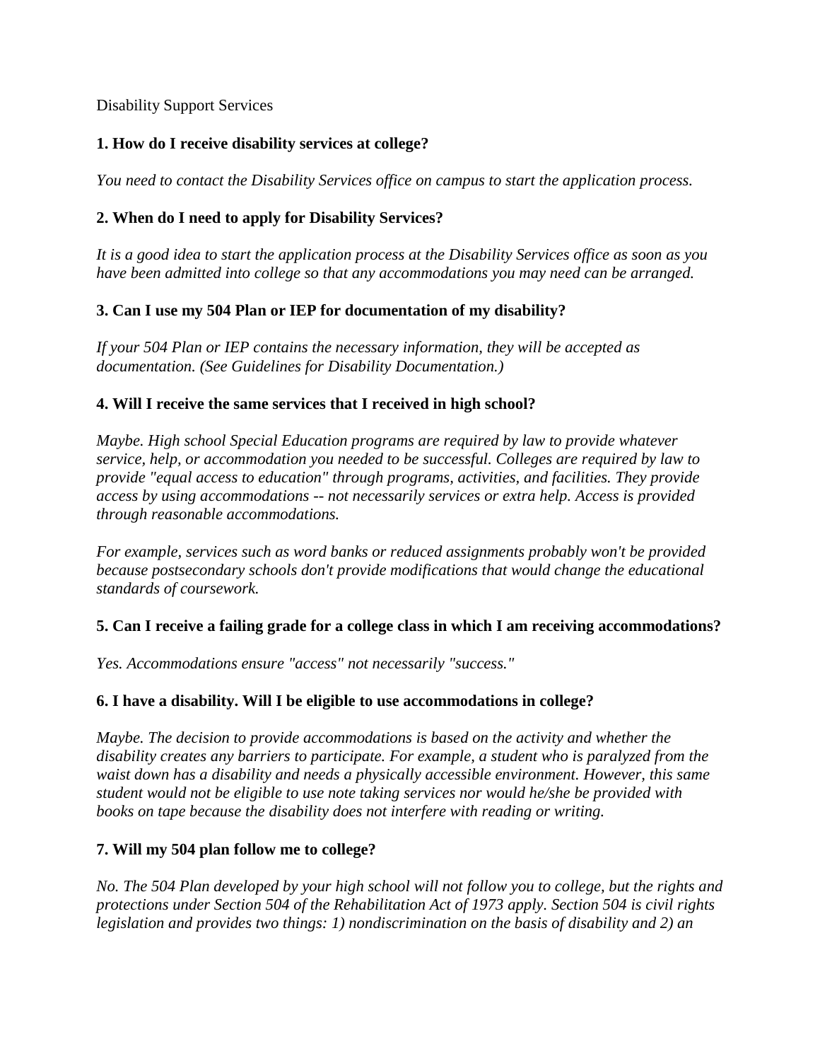Disability Support Services

**1. How do I receive disability services at college?**

*You need to contact the Disability Services office on campus to start the application process.*

**2. When do I need to apply for Disability Services?**

*It is a good idea to start the application process at the Disability Services office as soon as you have been admitted into college so that any accommodations you may need can be arranged.*

**3. Can I use my 504 Plan or IEP for documentation of my disability?**

*If your 504 Plan or IEP contains the necessary information, they will be accepted as documentation. (See Guidelines for Disability Documentation.)*

**4. Will I receive the same services that I received in high school?**

*Maybe. High school Special Education programs are required by law to provide whatever service, help, or accommodation you needed to be successful. Colleges are required by law to provide "equal access to education" through programs, activities, and facilities. They provide access by using accommodations -- not necessarily services or extra help. Access is provided through reasonable accommodations.*

*For example, services such as word banks or reduced assignments probably won't be provided because postsecondary schools don't provide modifications that would change the educational standards of coursework.*

**5. Can I receive a failing grade for a college class in which I am receiving accommodations?**

*Yes. Accommodations ensure "access" not necessarily "success."*

**6. I have a disability. Will I be eligible to use accommodations in college?**

*Maybe. The decision to provide accommodations is based on the activity and whether the disability creates any barriers to participate. For example, a student who is paralyzed from the waist down has a disability and needs a physically accessible environment. However, this same student would not be eligible to use note taking services nor would he/she be provided with books on tape because the disability does not interfere with reading or writing.*

**7. Will my 504 plan follow me to college?**

*No. The 504 Plan developed by your high school will not follow you to college, but the rights and protections under Section 504 of the Rehabilitation Act of 1973 apply. Section 504 is civil rights legislation and provides two things: 1) nondiscrimination on the basis of disability and 2) an*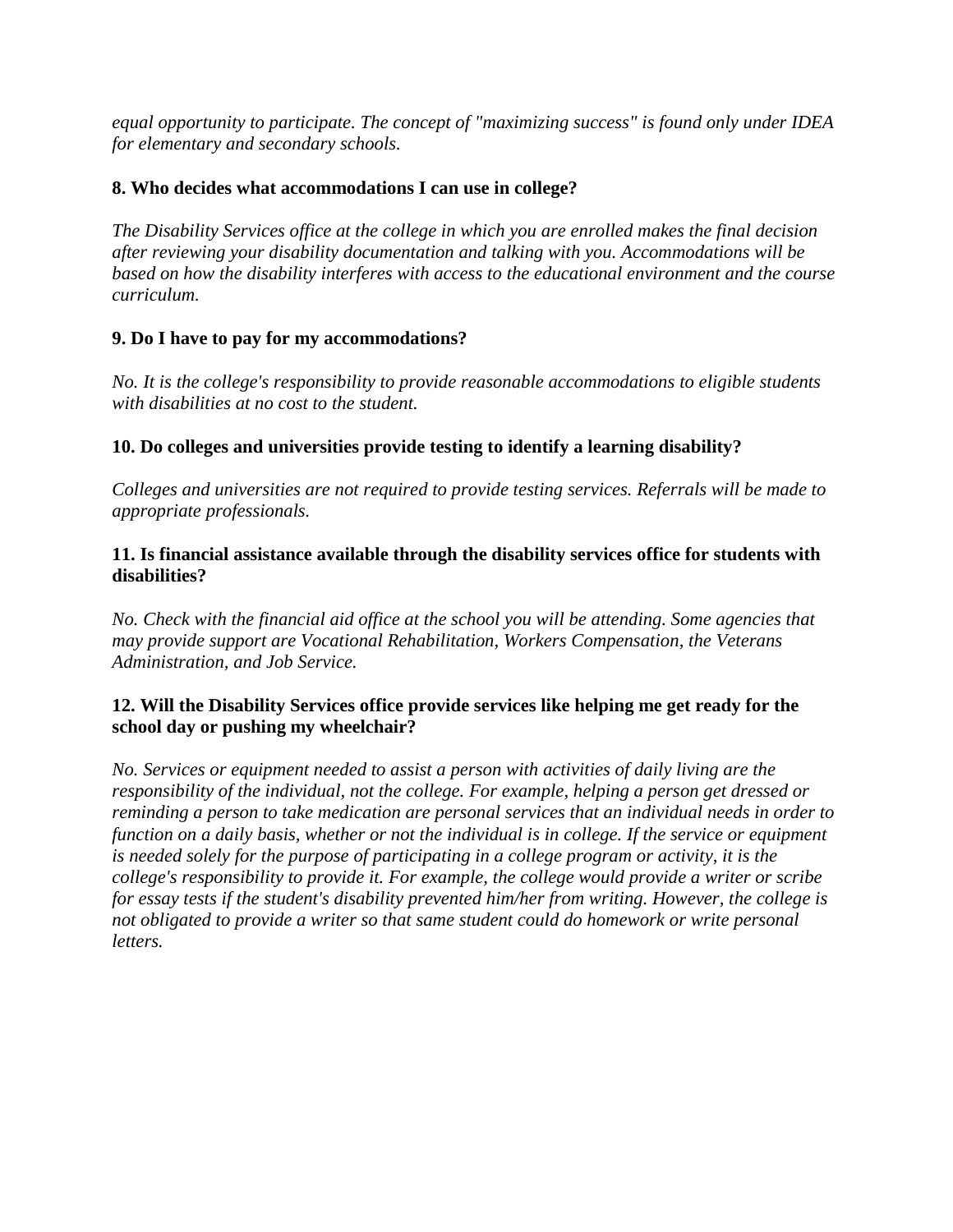*equal opportunity to participate. The concept of "maximizing success" is found only under IDEA for elementary and secondary schools.*

**8. Who decides what accommodations I can use in college?**

*The Disability Services office at the college in which you are enrolled makes the final decision after reviewing your disability documentation and talking with you. Accommodations will be based on how the disability interferes with access to the educational environment and the course curriculum.*

**9. Do I have to pay for my accommodations?**

*No. It is the college's responsibility to provide reasonable accommodations to eligible students with disabilities at no cost to the student.*

**10. Do colleges and universities provide testing to identify a learning disability?**

*Colleges and universities are not required to provide testing services. Referrals will be made to appropriate professionals.*

**11. Is financial assistance available through the disability services office for students with disabilities?**

*No. Check with the financial aid office at the school you will be attending. Some agencies that may provide support are Vocational Rehabilitation, Workers Compensation, the Veterans Administration, and Job Service.*

**12. Will the Disability Services office provide services like helping me get ready for the school day or pushing my wheelchair?**

*No. Services or equipment needed to assist a person with activities of daily living are the responsibility of the individual, not the college. For example, helping a person get dressed or reminding a person to take medication are personal services that an individual needs in order to function on a daily basis, whether or not the individual is in college. If the service or equipment is needed solely for the purpose of participating in a college program or activity, it is the college's responsibility to provide it. For example, the college would provide a writer or scribe for essay tests if the student's disability prevented him/her from writing. However, the college is not obligated to provide a writer so that same student could do homework or write personal letters.*